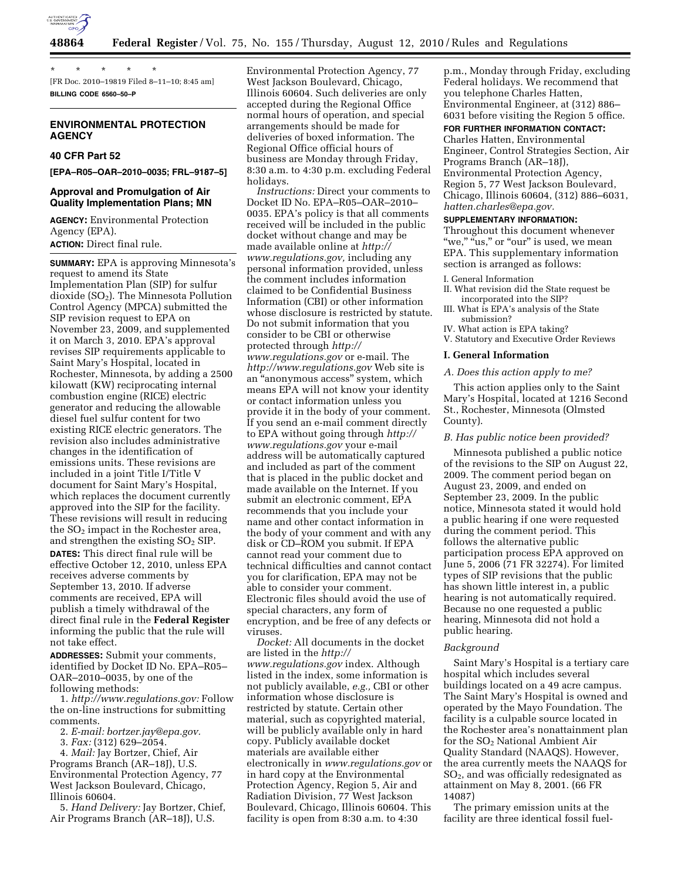\* \* \* \* \*

[FR Doc. 2010–19819 Filed 8–11–10; 8:45 am]

**BILLING CODE 6560–50–P**

## ENVIRONMENTAL PROTECTION AGENCY

### 40 CFR Part 52

**[EPA–R05–OAR–2010–0035; FRL–9187–5]**

### Approval and Promulgation of Air Quality Implementation Plans; MN

**AGENCY:** Environmental Protection Agency (EPA).

**ACTION:** Direct final rule.

**SUMMARY:** EPA is approving Minnesota's request to amend its State Implementation Plan (SIP) for sulfur dioxide ($SO_2$). The Minnesota Pollution Control Agency (MPCA) submitted the SIP revision request to EPA on November 23, 2009, and supplemented it on March 3, 2010. EPA's approval revises SIP requirements applicable to Saint Mary's Hospital, located in Rochester, Minnesota, by adding a 2500 kilowatt (KW) reciprocating internal combustion engine (RICE) electric generator and reducing the allowable diesel fuel sulfur content for two existing RICE electric generators. The revision also includes administrative changes in the identification of emissions units. These revisions are included in a joint Title I/Title V document for Saint Mary's Hospital, which replaces the document currently approved into the SIP for the facility. These revisions will result in reducing the $SO_2$ impact in the Rochester area, and strengthen the existing $SO_2$ SIP.

**DATES:** This direct final rule will be effective October 12, 2010, unless EPA receives adverse comments by September 13, 2010. If adverse comments are received, EPA will publish a timely withdrawal of the direct final rule in the **Federal Register** informing the public that the rule will not take effect.

**ADDRESSES:** Submit your comments, identified by Docket ID No. EPA–R05–OAR–2010–0035, by one of the following methods:

1. *http://www.regulations.gov:* Follow the on-line instructions for submitting comments.
2. *E-mail: bortzer.jay@epa.gov.*
3. *Fax:* (312) 629–2054.
4. *Mail:* Jay Bortzer, Chief, Air Programs Branch (AR–18J), U.S. Environmental Protection Agency, 77 West Jackson Boulevard, Chicago, Illinois 60604.
5. *Hand Delivery:* Jay Bortzer, Chief, Air Programs Branch (AR–18J), U.S. Environmental Protection Agency, 77 West Jackson Boulevard, Chicago, Illinois 60604. Such deliveries are only accepted during the Regional Office normal hours of operation, and special arrangements should be made for deliveries of boxed information. The Regional Office official hours of business are Monday through Friday, 8:30 a.m. to 4:30 p.m. excluding Federal holidays.

*Instructions:* Direct your comments to Docket ID No. EPA–R05–OAR–2010–0035. EPA's policy is that all comments received will be included in the public docket without change and may be made available online at *http://www.regulations.gov,* including any personal information provided, unless the comment includes information claimed to be Confidential Business Information (CBI) or other information whose disclosure is restricted by statute. Do not submit information that you consider to be CBI or otherwise protected through *http://www.regulations.gov* or e-mail. The *http://www.regulations.gov* Web site is an "anonymous access" system, which means EPA will not know your identity or contact information unless you provide it in the body of your comment. If you send an e-mail comment directly to EPA without going through *http://www.regulations.gov* your e-mail address will be automatically captured and included as part of the comment that is placed in the public docket and made available on the Internet. If you submit an electronic comment, EPA recommends that you include your name and other contact information in the body of your comment and with any disk or CD–ROM you submit. If EPA cannot read your comment due to technical difficulties and cannot contact you for clarification, EPA may not be able to consider your comment. Electronic files should avoid the use of special characters, any form of encryption, and be free of any defects or viruses.

*Docket:* All documents in the docket are listed in the *http://www.regulations.gov* index. Although listed in the index, some information is not publicly available, *e.g.,* CBI or other information whose disclosure is restricted by statute. Certain other material, such as copyrighted material, will be publicly available only in hard copy. Publicly available docket materials are available either electronically in *www.regulations.gov* or in hard copy at the Environmental Protection Agency, Region 5, Air and Radiation Division, 77 West Jackson Boulevard, Chicago, Illinois 60604. This facility is open from 8:30 a.m. to 4:30 p.m., Monday through Friday, excluding Federal holidays. We recommend that you telephone Charles Hatten, Environmental Engineer, at (312) 886–6031 before visiting the Region 5 office.

**FOR FURTHER INFORMATION CONTACT:** Charles Hatten, Environmental Engineer, Control Strategies Section, Air Programs Branch (AR–18J), Environmental Protection Agency, Region 5, 77 West Jackson Boulevard, Chicago, Illinois 60604, (312) 886–6031, *hatten.charles@epa.gov.*

**SUPPLEMENTARY INFORMATION:** Throughout this document whenever "we," "us," or "our" is used, we mean EPA. This supplementary information section is arranged as follows:

I. General Information
II. What revision did the State request be incorporated into the SIP?
III. What is EPA's analysis of the State submission?
IV. What action is EPA taking?
V. Statutory and Executive Order Reviews

### I. General Information

*A. Does this action apply to me?*

This action applies only to the Saint Mary's Hospital, located at 1216 Second St., Rochester, Minnesota (Olmsted County).

*B. Has public notice been provided?*

Minnesota published a public notice of the revisions to the SIP on August 22, 2009. The comment period began on August 23, 2009, and ended on September 23, 2009. In the public notice, Minnesota stated it would hold a public hearing if one were requested during the comment period. This follows the alternative public participation process EPA approved on June 5, 2006 (71 FR 32274). For limited types of SIP revisions that the public has shown little interest in, a public hearing is not automatically required. Because no one requested a public hearing, Minnesota did not hold a public hearing.

*Background*

Saint Mary's Hospital is a tertiary care hospital which includes several buildings located on a 49 acre campus. The Saint Mary's Hospital is owned and operated by the Mayo Foundation. The facility is a culpable source located in the Rochester area's nonattainment plan for the $SO_2$ National Ambient Air Quality Standard (NAAQS). However, the area currently meets the NAAQS for $SO_2$, and was officially redesignated as attainment on May 8, 2001. (66 FR 14087)

The primary emission units at the facility are three identical fossil fuel-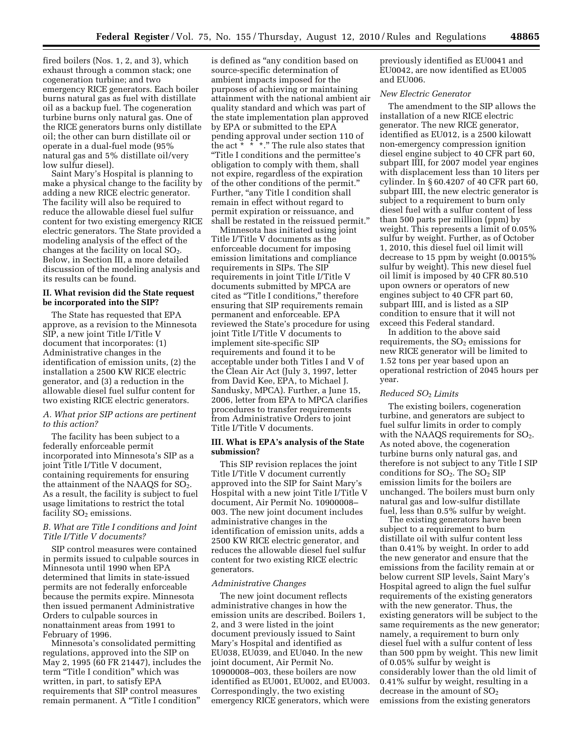fired boilers (Nos. 1, 2, and 3), which exhaust through a common stack; one cogeneration turbine; and two emergency RICE generators. Each boiler burns natural gas as fuel with distillate oil as a backup fuel. The cogeneration turbine burns only natural gas. One of the RICE generators burns only distillate oil; the other can burn distillate oil or operate in a dual-fuel mode (95% natural gas and 5% distillate oil/very low sulfur diesel).

Saint Mary's Hospital is planning to make a physical change to the facility by adding a new RICE electric generator. The facility will also be required to reduce the allowable diesel fuel sulfur content for two existing emergency RICE electric generators. The State provided a modeling analysis of the effect of the changes at the facility on local $SO_2$. Below, in Section III, a more detailed discussion of the modeling analysis and its results can be found.

## II. What revision did the State request be incorporated into the SIP?

The State has requested that EPA approve, as a revision to the Minnesota SIP, a new joint Title I/Title V document that incorporates: (1) Administrative changes in the identification of emission units, (2) the installation a 2500 KW RICE electric generator, and (3) a reduction in the allowable diesel fuel sulfur content for two existing RICE electric generators.

### A. What prior SIP actions are pertinent to this action?

The facility has been subject to a federally enforceable permit incorporated into Minnesota's SIP as a joint Title I/Title V document, containing requirements for ensuring the attainment of the NAAQS for $SO_2$. As a result, the facility is subject to fuel usage limitations to restrict the total facility $SO_2$ emissions.

### B. What are Title I conditions and Joint Title I/Title V documents?

SIP control measures were contained in permits issued to culpable sources in Minnesota until 1990 when EPA determined that limits in state-issued permits are not federally enforceable because the permits expire. Minnesota then issued permanent Administrative Orders to culpable sources in nonattainment areas from 1991 to February of 1996.

Minnesota's consolidated permitting regulations, approved into the SIP on May 2, 1995 (60 FR 21447), includes the term "Title I condition" which was written, in part, to satisfy EPA requirements that SIP control measures remain permanent. A "Title I condition" is defined as "any condition based on source-specific determination of ambient impacts imposed for the purposes of achieving or maintaining attainment with the national ambient air quality standard and which was part of the state implementation plan approved by EPA or submitted to the EPA pending approval under section 110 of the act * * *." The rule also states that "Title I conditions and the permittee's obligation to comply with them, shall not expire, regardless of the expiration of the other conditions of the permit." Further, "any Title I condition shall remain in effect without regard to permit expiration or reissuance, and shall be restated in the reissued permit."

Minnesota has initiated using joint Title I/Title V documents as the enforceable document for imposing emission limitations and compliance requirements in SIPs. The SIP requirements in joint Title I/Title V documents submitted by MPCA are cited as "Title I conditions," therefore ensuring that SIP requirements remain permanent and enforceable. EPA reviewed the State's procedure for using joint Title I/Title V documents to implement site-specific SIP requirements and found it to be acceptable under both Titles I and V of the Clean Air Act (July 3, 1997, letter from David Kee, EPA, to Michael J. Sandusky, MPCA). Further, a June 15, 2006, letter from EPA to MPCA clarifies procedures to transfer requirements from Administrative Orders to joint Title I/Title V documents.

## III. What is EPA's analysis of the State submission?

This SIP revision replaces the joint Title I/Title V document currently approved into the SIP for Saint Mary's Hospital with a new joint Title I/Title V document, Air Permit No. 10900008–003. The new joint document includes administrative changes in the identification of emission units, adds a 2500 KW RICE electric generator, and reduces the allowable diesel fuel sulfur content for two existing RICE electric generators.

*Administrative Changes*

The new joint document reflects administrative changes in how the emission units are described. Boilers 1, 2, and 3 were listed in the joint document previously issued to Saint Mary's Hospital and identified as EU038, EU039, and EU040. In the new joint document, Air Permit No. 10900008–003, these boilers are now identified as EU001, EU002, and EU003. Correspondingly, the two existing emergency RICE generators, which were previously identified as EU0041 and EU0042, are now identified as EU005 and EU006.

*New Electric Generator*

The amendment to the SIP allows the installation of a new RICE electric generator. The new RICE generator, identified as EU012, is a 2500 kilowatt non-emergency compression ignition diesel engine subject to 40 CFR part 60, subpart IIII, for 2007 model year engines with displacement less than 10 liters per cylinder. In § 60.4207 of 40 CFR part 60, subpart IIII, the new electric generator is subject to a requirement to burn only diesel fuel with a sulfur content of less than 500 parts per million (ppm) by weight. This represents a limit of 0.05% sulfur by weight. Further, as of October 1, 2010, this diesel fuel oil limit will decrease to 15 ppm by weight (0.0015% sulfur by weight). This new diesel fuel oil limit is imposed by 40 CFR 80.510 upon owners or operators of new engines subject to 40 CFR part 60, subpart IIII, and is listed as a SIP condition to ensure that it will not exceed this Federal standard.

In addition to the above said requirements, the $SO_2$ emissions for new RICE generator will be limited to 1.52 tons per year based upon an operational restriction of 2045 hours per year.

*Reduced $SO_2$ Limits*

The existing boilers, cogeneration turbine, and generators are subject to fuel sulfur limits in order to comply with the NAAQS requirements for $SO_2$. As noted above, the cogeneration turbine burns only natural gas, and therefore is not subject to any Title I SIP conditions for $SO_2$. The $SO_2$ SIP emission limits for the boilers are unchanged. The boilers must burn only natural gas and low-sulfur distillate fuel, less than 0.5% sulfur by weight.

The existing generators have been subject to a requirement to burn distillate oil with sulfur content less than 0.41% by weight. In order to add the new generator and ensure that the emissions from the facility remain at or below current SIP levels, Saint Mary's Hospital agreed to align the fuel sulfur requirements of the existing generators with the new generator. Thus, the existing generators will be subject to the same requirements as the new generator; namely, a requirement to burn only diesel fuel with a sulfur content of less than 500 ppm by weight. This new limit of 0.05% sulfur by weight is considerably lower than the old limit of 0.41% sulfur by weight, resulting in a decrease in the amount of $SO_2$ emissions from the existing generators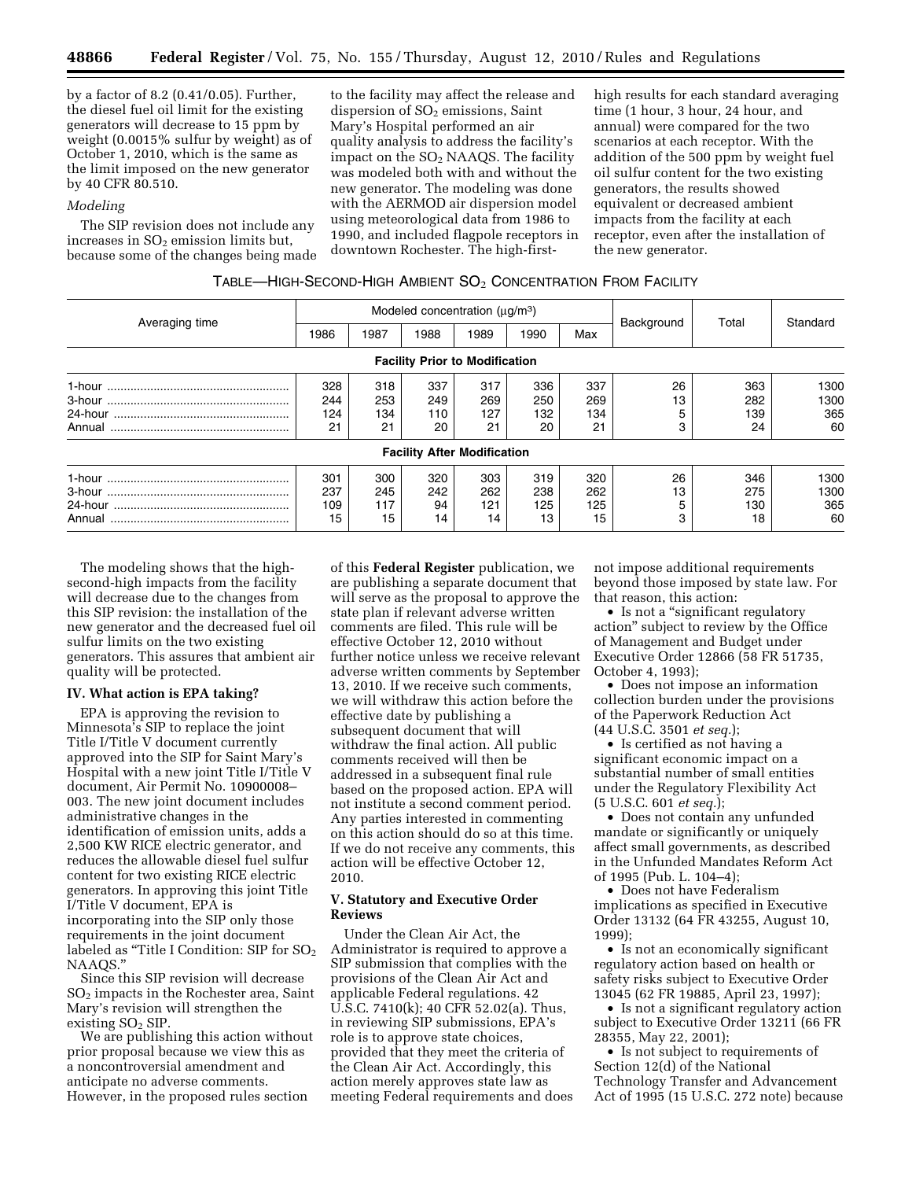by a factor of 8.2 (0.41/0.05). Further, the diesel fuel oil limit for the existing generators will decrease to 15 ppm by weight (0.0015% sulfur by weight) as of October 1, 2010, which is the same as the limit imposed on the new generator by 40 CFR 80.510.

*Modeling*

The SIP revision does not include any increases in $SO_2$ emission limits but, because some of the changes being made to the facility may affect the release and dispersion of $SO_2$ emissions, Saint Mary's Hospital performed an air quality analysis to address the facility's impact on the $SO_2$ NAAQS. The facility was modeled both with and without the new generator. The modeling was done with the AERMOD air dispersion model using meteorological data from 1986 to 1990, and included flagpole receptors in downtown Rochester. The high-first-high results for each standard averaging time (1 hour, 3 hour, 24 hour, and annual) were compared for the two scenarios at each receptor. With the addition of the 500 ppm by weight fuel oil sulfur content for the two existing generators, the results showed equivalent or decreased ambient impacts from the facility at each receptor, even after the installation of the new generator.

TABLE—HIGH-SECOND-HIGH AMBIENT $SO_2$ CONCENTRATION FROM FACILITY

| Averaging time | Modeled concentration (μg/m³) | | | | | | Background | Total | Standard |
|---|---|---|---|---|---|---|---|---|---|
| | 1986 | 1987 | 1988 | 1989 | 1990 | Max | | | |
| **Facility Prior to Modification** | | | | | | | | | |
| 1-hour | 328 | 318 | 337 | 317 | 336 | 337 | 26 | 363 | 1300 |
| 3-hour | 244 | 253 | 249 | 269 | 250 | 269 | 13 | 282 | 1300 |
| 24-hour | 124 | 134 | 110 | 127 | 132 | 134 | 5 | 139 | 365 |
| Annual | 21 | 21 | 20 | 21 | 20 | 21 | 3 | 24 | 60 |
| **Facility After Modification** | | | | | | | | | |
| 1-hour | 301 | 300 | 320 | 303 | 319 | 320 | 26 | 346 | 1300 |
| 3-hour | 237 | 245 | 242 | 262 | 238 | 262 | 13 | 275 | 1300 |
| 24-hour | 109 | 117 | 94 | 121 | 125 | 125 | 5 | 130 | 365 |
| Annual | 15 | 15 | 14 | 14 | 13 | 15 | 3 | 18 | 60 |

The modeling shows that the high-second-high impacts from the facility will decrease due to the changes from this SIP revision: the installation of the new generator and the decreased fuel oil sulfur limits on the two existing generators. This assures that ambient air quality will be protected.

## IV. What action is EPA taking?

EPA is approving the revision to Minnesota's SIP to replace the joint Title I/Title V document currently approved into the SIP for Saint Mary's Hospital with a new joint Title I/Title V document, Air Permit No. 10900008–003. The new joint document includes administrative changes in the identification of emission units, adds a 2,500 KW RICE electric generator, and reduces the allowable diesel fuel sulfur content for two existing RICE electric generators. In approving this joint Title I/Title V document, EPA is incorporating into the SIP only those requirements in the joint document labeled as "Title I Condition: SIP for $SO_2$ NAAQS."

Since this SIP revision will decrease $SO_2$ impacts in the Rochester area, Saint Mary's revision will strengthen the existing $SO_2$ SIP.

We are publishing this action without prior proposal because we view this as a noncontroversial amendment and anticipate no adverse comments. However, in the proposed rules section of this **Federal Register** publication, we are publishing a separate document that will serve as the proposal to approve the state plan if relevant adverse written comments are filed. This rule will be effective October 12, 2010 without further notice unless we receive relevant adverse written comments by September 13, 2010. If we receive such comments, we will withdraw this action before the effective date by publishing a subsequent document that will withdraw the final action. All public comments received will then be addressed in a subsequent final rule based on the proposed action. EPA will not institute a second comment period. Any parties interested in commenting on this action should do so at this time. If we do not receive any comments, this action will be effective October 12, 2010.

## V. Statutory and Executive Order Reviews

Under the Clean Air Act, the Administrator is required to approve a SIP submission that complies with the provisions of the Clean Air Act and applicable Federal regulations. 42 U.S.C. 7410(k); 40 CFR 52.02(a). Thus, in reviewing SIP submissions, EPA's role is to approve state choices, provided that they meet the criteria of the Clean Air Act. Accordingly, this action merely approves state law as meeting Federal requirements and does not impose additional requirements beyond those imposed by state law. For that reason, this action:

- Is not a "significant regulatory action" subject to review by the Office of Management and Budget under Executive Order 12866 (58 FR 51735, October 4, 1993);
- Does not impose an information collection burden under the provisions of the Paperwork Reduction Act (44 U.S.C. 3501 *et seq.*);
- Is certified as not having a significant economic impact on a substantial number of small entities under the Regulatory Flexibility Act (5 U.S.C. 601 *et seq.*);
- Does not contain any unfunded mandate or significantly or uniquely affect small governments, as described in the Unfunded Mandates Reform Act of 1995 (Pub. L. 104–4);
- Does not have Federalism implications as specified in Executive Order 13132 (64 FR 43255, August 10, 1999);
- Is not an economically significant regulatory action based on health or safety risks subject to Executive Order 13045 (62 FR 19885, April 23, 1997);
- Is not a significant regulatory action subject to Executive Order 13211 (66 FR 28355, May 22, 2001);
- Is not subject to requirements of Section 12(d) of the National Technology Transfer and Advancement Act of 1995 (15 U.S.C. 272 note) because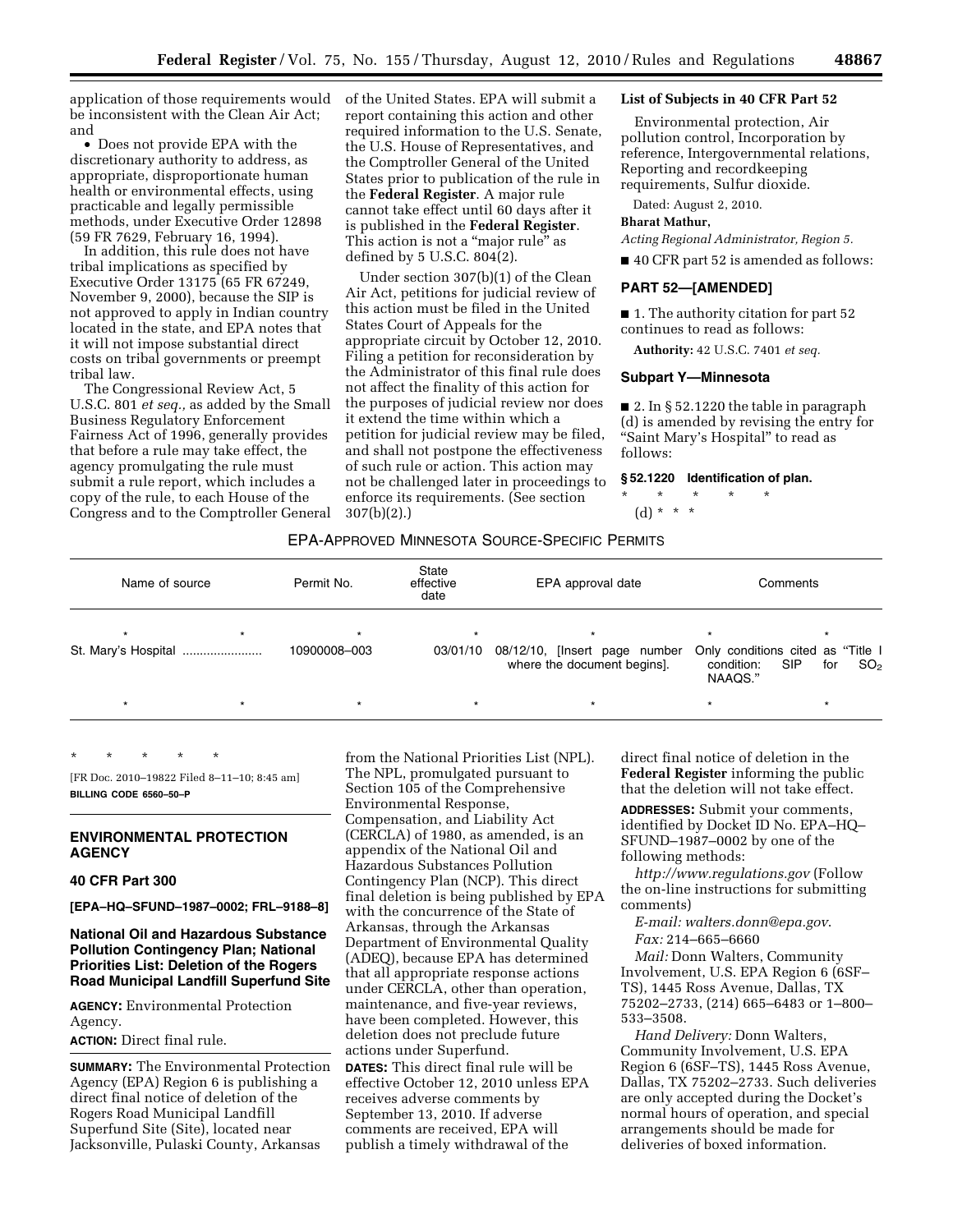application of those requirements would be inconsistent with the Clean Air Act; and

- Does not provide EPA with the discretionary authority to address, as appropriate, disproportionate human health or environmental effects, using practicable and legally permissible methods, under Executive Order 12898 (59 FR 7629, February 16, 1994).

In addition, this rule does not have tribal implications as specified by Executive Order 13175 (65 FR 67249, November 9, 2000), because the SIP is not approved to apply in Indian country located in the state, and EPA notes that it will not impose substantial direct costs on tribal governments or preempt tribal law.

The Congressional Review Act, 5 U.S.C. 801 *et seq.,* as added by the Small Business Regulatory Enforcement Fairness Act of 1996, generally provides that before a rule may take effect, the agency promulgating the rule must submit a rule report, which includes a copy of the rule, to each House of the Congress and to the Comptroller General of the United States. EPA will submit a report containing this action and other required information to the U.S. Senate, the U.S. House of Representatives, and the Comptroller General of the United States prior to publication of the rule in the **Federal Register**. A major rule cannot take effect until 60 days after it is published in the **Federal Register**. This action is not a "major rule" as defined by 5 U.S.C. 804(2).

Under section 307(b)(1) of the Clean Air Act, petitions for judicial review of this action must be filed in the United States Court of Appeals for the appropriate circuit by October 12, 2010. Filing a petition for reconsideration by the Administrator of this final rule does not affect the finality of this action for the purposes of judicial review nor does it extend the time within which a petition for judicial review may be filed, and shall not postpone the effectiveness of such rule or action. This action may not be challenged later in proceedings to enforce its requirements. (See section 307(b)(2).)

**List of Subjects in 40 CFR Part 52**

Environmental protection, Air pollution control, Incorporation by reference, Intergovernmental relations, Reporting and recordkeeping requirements, Sulfur dioxide.

Dated: August 2, 2010.

**Bharat Mathur,**

*Acting Regional Administrator, Region 5.*

■ 40 CFR part 52 is amended as follows:

**PART 52—[AMENDED]**

■ 1. The authority citation for part 52 continues to read as follows:

**Authority:** 42 U.S.C. 7401 *et seq.*

**Subpart Y—Minnesota**

■ 2. In § 52.1220 the table in paragraph (d) is amended by revising the entry for "Saint Mary's Hospital" to read as follows:

**§ 52.1220 Identification of plan.**

\* \* \* \* \*

(d) \* \* \*

EPA-APPROVED MINNESOTA SOURCE-SPECIFIC PERMITS

| Name of source | Permit No. | State effective date | EPA approval date | Comments |
|---|---|---|---|---|
| * * | * | * | * | * * |
| St. Mary's Hospital ....................... | 10900008–003 | 03/01/10 | 08/12/10, [Insert page number where the document begins]. | Only conditions cited as "Title I condition: SIP for $SO_2$ NAAQS." |
| * * | * | * | * | * * |

\* \* \* \* \*

[FR Doc. 2010–19822 Filed 8–11–10; 8:45 am]

**BILLING CODE 6560–50–P**

## ENVIRONMENTAL PROTECTION AGENCY

### 40 CFR Part 300

**[EPA–HQ–SFUND–1987–0002; FRL–9188–8]**

### National Oil and Hazardous Substance Pollution Contingency Plan; National Priorities List: Deletion of the Rogers Road Municipal Landfill Superfund Site

**AGENCY:** Environmental Protection Agency.

**ACTION:** Direct final rule.

**SUMMARY:** The Environmental Protection Agency (EPA) Region 6 is publishing a direct final notice of deletion of the Rogers Road Municipal Landfill Superfund Site (Site), located near Jacksonville, Pulaski County, Arkansas from the National Priorities List (NPL). The NPL, promulgated pursuant to Section 105 of the Comprehensive Environmental Response, Compensation, and Liability Act (CERCLA) of 1980, as amended, is an appendix of the National Oil and Hazardous Substances Pollution Contingency Plan (NCP). This direct final deletion is being published by EPA with the concurrence of the State of Arkansas, through the Arkansas Department of Environmental Quality (ADEQ), because EPA has determined that all appropriate response actions under CERCLA, other than operation, maintenance, and five-year reviews, have been completed. However, this deletion does not preclude future actions under Superfund.

**DATES:** This direct final rule will be effective October 12, 2010 unless EPA receives adverse comments by September 13, 2010. If adverse comments are received, EPA will publish a timely withdrawal of the direct final notice of deletion in the **Federal Register** informing the public that the deletion will not take effect.

**ADDRESSES:** Submit your comments, identified by Docket ID No. EPA–HQ–SFUND–1987–0002 by one of the following methods:

*http://www.regulations.gov* (Follow the on-line instructions for submitting comments)

*E-mail: walters.donn@epa.gov*.

*Fax:* 214–665–6660

*Mail:* Donn Walters, Community Involvement, U.S. EPA Region 6 (6SF–TS), 1445 Ross Avenue, Dallas, TX 75202–2733, (214) 665–6483 or 1–800–533–3508.

*Hand Delivery:* Donn Walters, Community Involvement, U.S. EPA Region 6 (6SF–TS), 1445 Ross Avenue, Dallas, TX 75202–2733. Such deliveries are only accepted during the Docket's normal hours of operation, and special arrangements should be made for deliveries of boxed information.